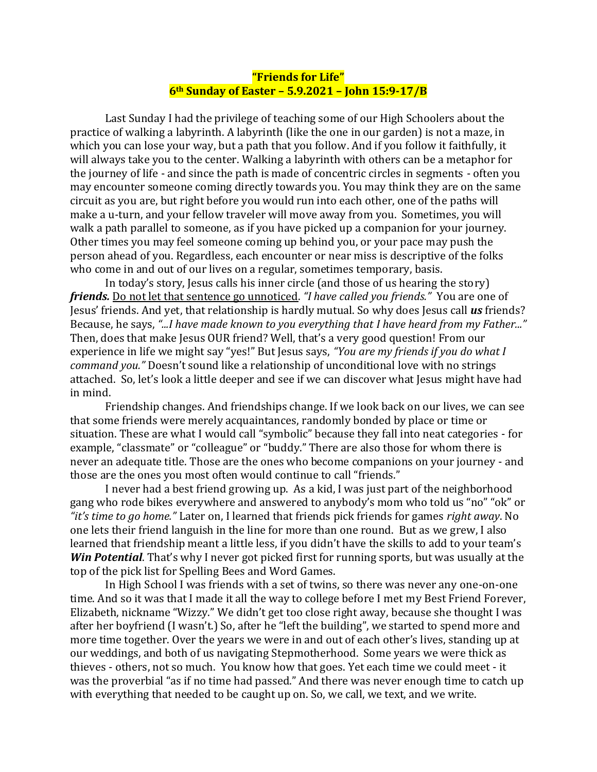**"Friends for Life"**
**6th Sunday of Easter – 5.9.2021 – John 15:9-17/B**

Last Sunday I had the privilege of teaching some of our High Schoolers about the practice of walking a labyrinth. A labyrinth (like the one in our garden) is not a maze, in which you can lose your way, but a path that you follow. And if you follow it faithfully, it will always take you to the center. Walking a labyrinth with others can be a metaphor for the journey of life - and since the path is made of concentric circles in segments - often you may encounter someone coming directly towards you. You may think they are on the same circuit as you are, but right before you would run into each other, one of the paths will make a u-turn, and your fellow traveler will move away from you. Sometimes, you will walk a path parallel to someone, as if you have picked up a companion for your journey. Other times you may feel someone coming up behind you, or your pace may push the person ahead of you. Regardless, each encounter or near miss is descriptive of the folks who come in and out of our lives on a regular, sometimes temporary, basis.

In today's story, Jesus calls his inner circle (and those of us hearing the story) ***friends.*** <u>Do not let that sentence go unnoticed</u>. *"I have called you friends."* You are one of Jesus' friends. And yet, that relationship is hardly mutual. So why does Jesus call ***us*** friends? Because, he says, *"...I have made known to you everything that I have heard from my Father..."* Then, does that make Jesus OUR friend? Well, that's a very good question! From our experience in life we might say "yes!" But Jesus says, *"You are my friends if you do what I command you."* Doesn't sound like a relationship of unconditional love with no strings attached. So, let's look a little deeper and see if we can discover what Jesus might have had in mind.

Friendship changes. And friendships change. If we look back on our lives, we can see that some friends were merely acquaintances, randomly bonded by place or time or situation. These are what I would call "symbolic" because they fall into neat categories - for example, "classmate" or "colleague" or "buddy." There are also those for whom there is never an adequate title. Those are the ones who become companions on your journey - and those are the ones you most often would continue to call "friends."

I never had a best friend growing up. As a kid, I was just part of the neighborhood gang who rode bikes everywhere and answered to anybody's mom who told us "no" "ok" or *"it's time to go home."* Later on, I learned that friends pick friends for games *right away*. No one lets their friend languish in the line for more than one round. But as we grew, I also learned that friendship meant a little less, if you didn't have the skills to add to your team's ***Win Potential***. That's why I never got picked first for running sports, but was usually at the top of the pick list for Spelling Bees and Word Games.

In High School I was friends with a set of twins, so there was never any one-on-one time. And so it was that I made it all the way to college before I met my Best Friend Forever, Elizabeth, nickname "Wizzy." We didn't get too close right away, because she thought I was after her boyfriend (I wasn't.) So, after he "left the building", we started to spend more and more time together. Over the years we were in and out of each other's lives, standing up at our weddings, and both of us navigating Stepmotherhood. Some years we were thick as thieves - others, not so much. You know how that goes. Yet each time we could meet - it was the proverbial "as if no time had passed." And there was never enough time to catch up with everything that needed to be caught up on. So, we call, we text, and we write.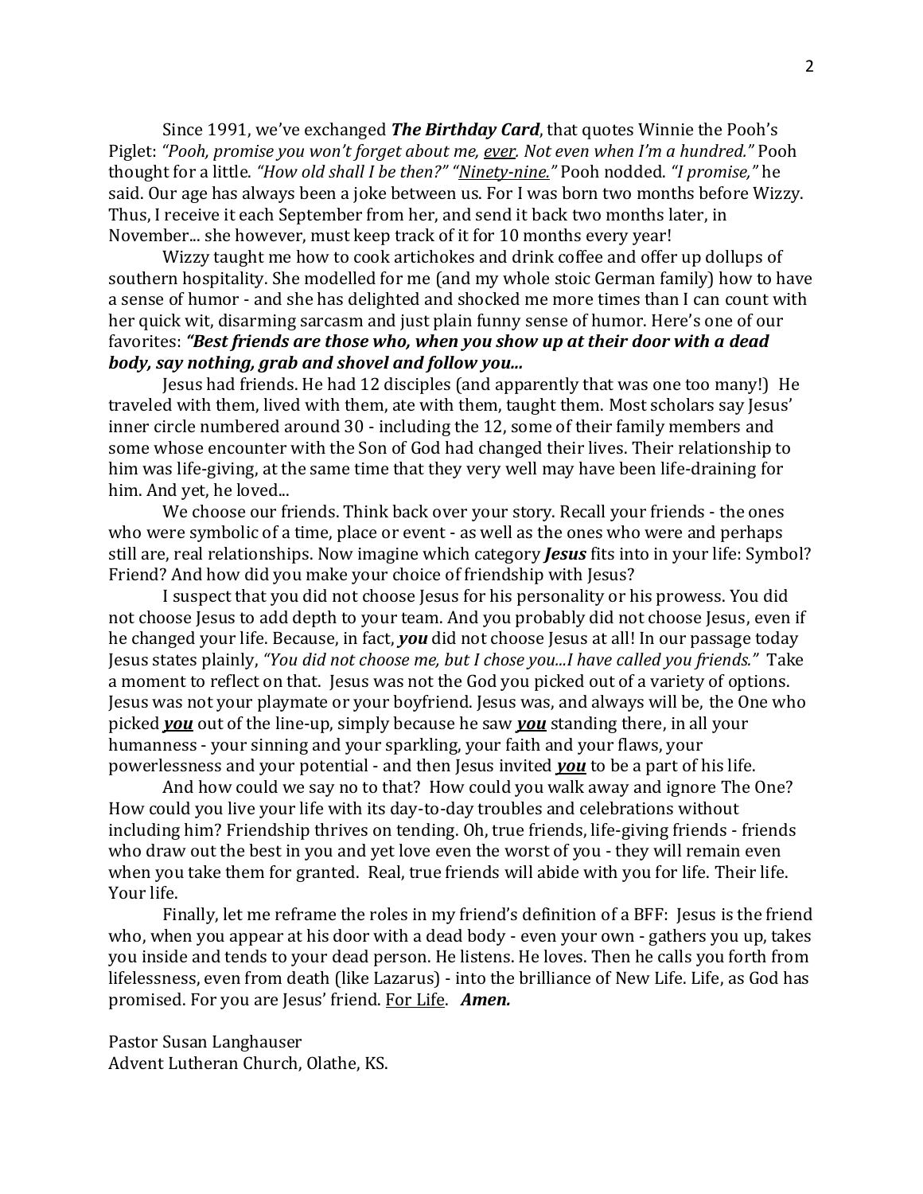Since 1991, we've exchanged ***The Birthday Card***, that quotes Winnie the Pooh's Piglet: *"Pooh, promise you won't forget about me, ever. Not even when I'm a hundred."* Pooh thought for a little. *"How old shall I be then?" "Ninety-nine."* Pooh nodded. *"I promise,"* he said. Our age has always been a joke between us. For I was born two months before Wizzy. Thus, I receive it each September from her, and send it back two months later, in November... she however, must keep track of it for 10 months every year!

Wizzy taught me how to cook artichokes and drink coffee and offer up dollups of southern hospitality. She modelled for me (and my whole stoic German family) how to have a sense of humor - and she has delighted and shocked me more times than I can count with her quick wit, disarming sarcasm and just plain funny sense of humor. Here's one of our favorites: ***"Best friends are those who, when you show up at their door with a dead body, say nothing, grab and shovel and follow you...***

Jesus had friends. He had 12 disciples (and apparently that was one too many!) He traveled with them, lived with them, ate with them, taught them. Most scholars say Jesus' inner circle numbered around 30 - including the 12, some of their family members and some whose encounter with the Son of God had changed their lives. Their relationship to him was life-giving, at the same time that they very well may have been life-draining for him. And yet, he loved...

We choose our friends. Think back over your story. Recall your friends - the ones who were symbolic of a time, place or event - as well as the ones who were and perhaps still are, real relationships. Now imagine which category ***Jesus*** fits into in your life: Symbol? Friend? And how did you make your choice of friendship with Jesus?

I suspect that you did not choose Jesus for his personality or his prowess. You did not choose Jesus to add depth to your team. And you probably did not choose Jesus, even if he changed your life. Because, in fact, ***you*** did not choose Jesus at all! In our passage today Jesus states plainly, *"You did not choose me, but I chose you...I have called you friends."* Take a moment to reflect on that. Jesus was not the God you picked out of a variety of options. Jesus was not your playmate or your boyfriend. Jesus was, and always will be, the One who picked ***you*** out of the line-up, simply because he saw ***you*** standing there, in all your humanness - your sinning and your sparkling, your faith and your flaws, your powerlessness and your potential - and then Jesus invited ***you*** to be a part of his life.

And how could we say no to that? How could you walk away and ignore The One? How could you live your life with its day-to-day troubles and celebrations without including him? Friendship thrives on tending. Oh, true friends, life-giving friends - friends who draw out the best in you and yet love even the worst of you - they will remain even when you take them for granted. Real, true friends will abide with you for life. Their life. Your life.

Finally, let me reframe the roles in my friend's definition of a BFF: Jesus is the friend who, when you appear at his door with a dead body - even your own - gathers you up, takes you inside and tends to your dead person. He listens. He loves. Then he calls you forth from lifelessness, even from death (like Lazarus) - into the brilliance of New Life. Life, as God has promised. For you are Jesus' friend. For Life. ***Amen.***

Pastor Susan Langhauser
Advent Lutheran Church, Olathe, KS.